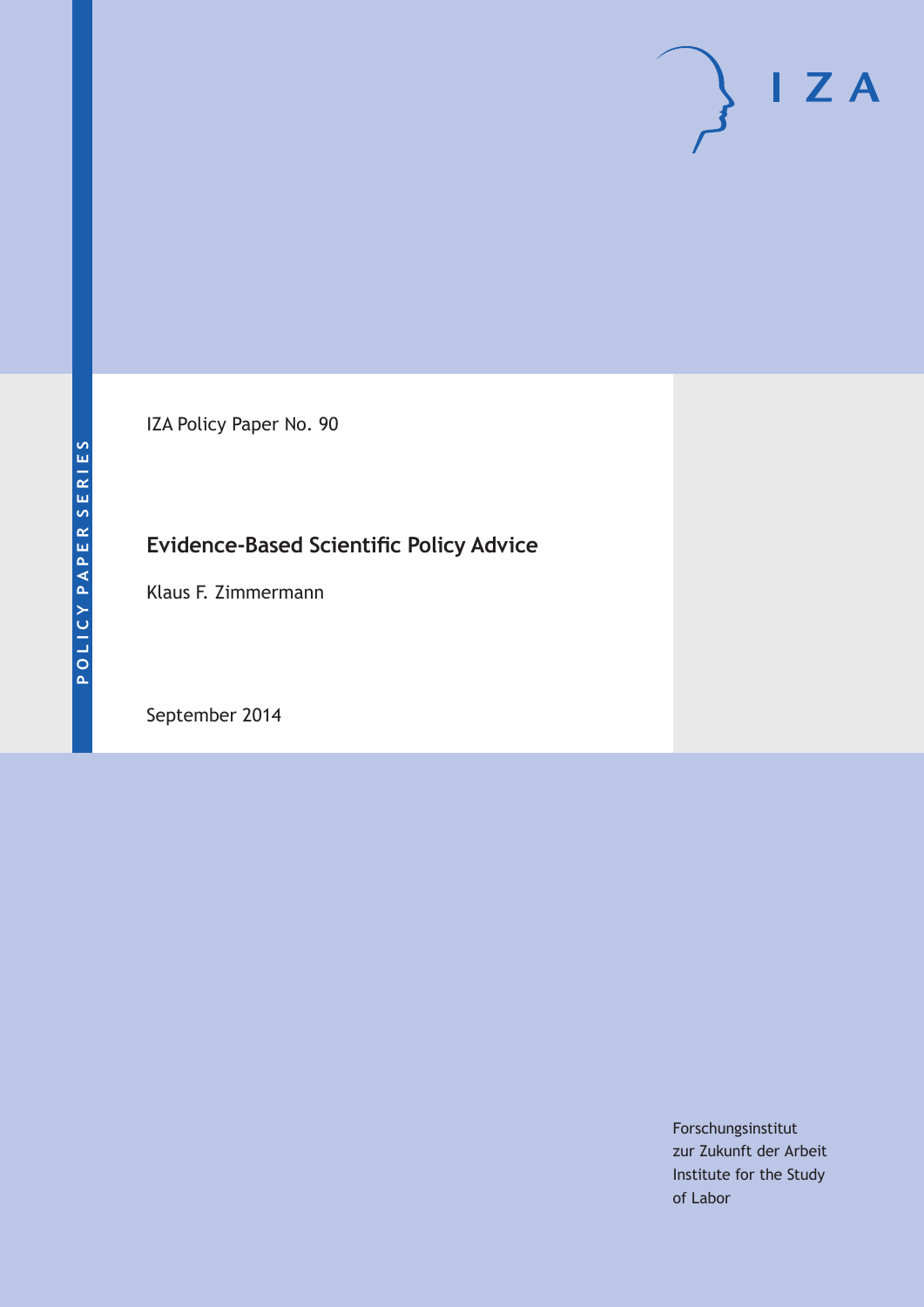IZA Policy Paper No. 90

# Evidence-Based Scientific Policy Advice

Klaus F. Zimmermann

September 2014

POLICY PAPER SERIES

IZA

Forschungsinstitut
zur Zukunft der Arbeit
Institute for the Study
of Labor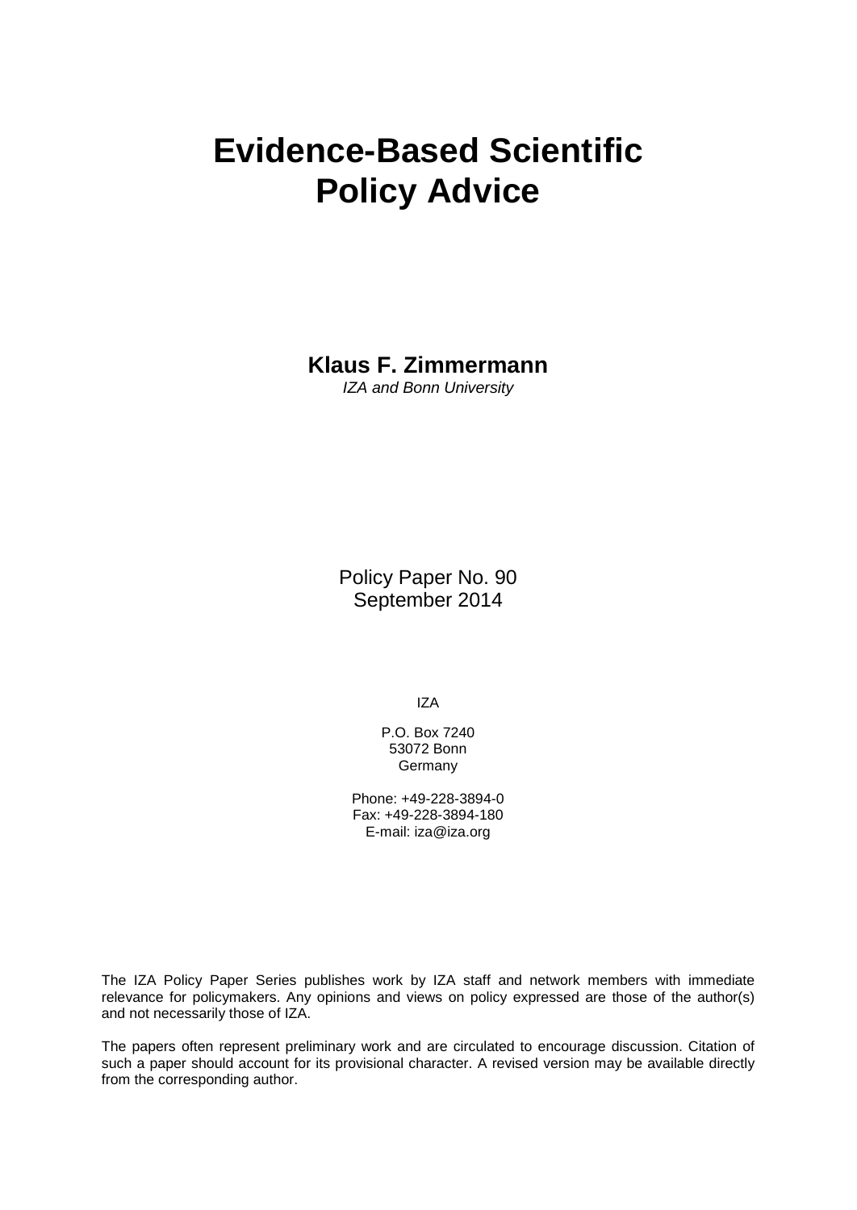# Evidence-Based Scientific Policy Advice

**Klaus F. Zimmermann**
*IZA and Bonn University*

Policy Paper No. 90
September 2014

IZA

P.O. Box 7240
53072 Bonn
Germany

Phone: +49-228-3894-0
Fax: +49-228-3894-180
E-mail: iza@iza.org

The IZA Policy Paper Series publishes work by IZA staff and network members with immediate relevance for policymakers. Any opinions and views on policy expressed are those of the author(s) and not necessarily those of IZA.

The papers often represent preliminary work and are circulated to encourage discussion. Citation of such a paper should account for its provisional character. A revised version may be available directly from the corresponding author.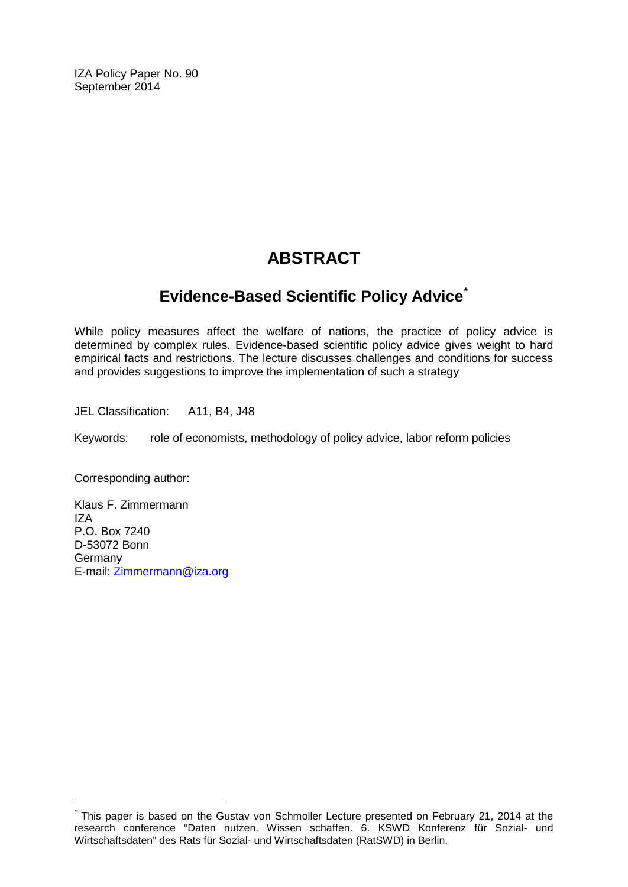IZA Policy Paper No. 90
September 2014

# ABSTRACT

## Evidence-Based Scientific Policy Advice[*]

While policy measures affect the welfare of nations, the practice of policy advice is determined by complex rules. Evidence-based scientific policy advice gives weight to hard empirical facts and restrictions. The lecture discusses challenges and conditions for success and provides suggestions to improve the implementation of such a strategy

JEL Classification: A11, B4, J48

Keywords: role of economists, methodology of policy advice, labor reform policies

Corresponding author:

Klaus F. Zimmermann
IZA
P.O. Box 7240
D-53072 Bonn
Germany
E-mail: Zimmermann@iza.org

[*] This paper is based on the Gustav von Schmoller Lecture presented on February 21, 2014 at the research conference "Daten nutzen. Wissen schaffen. 6. KSWD Konferenz für Sozial- und Wirtschaftsdaten" des Rats für Sozial- und Wirtschaftsdaten (RatSWD) in Berlin.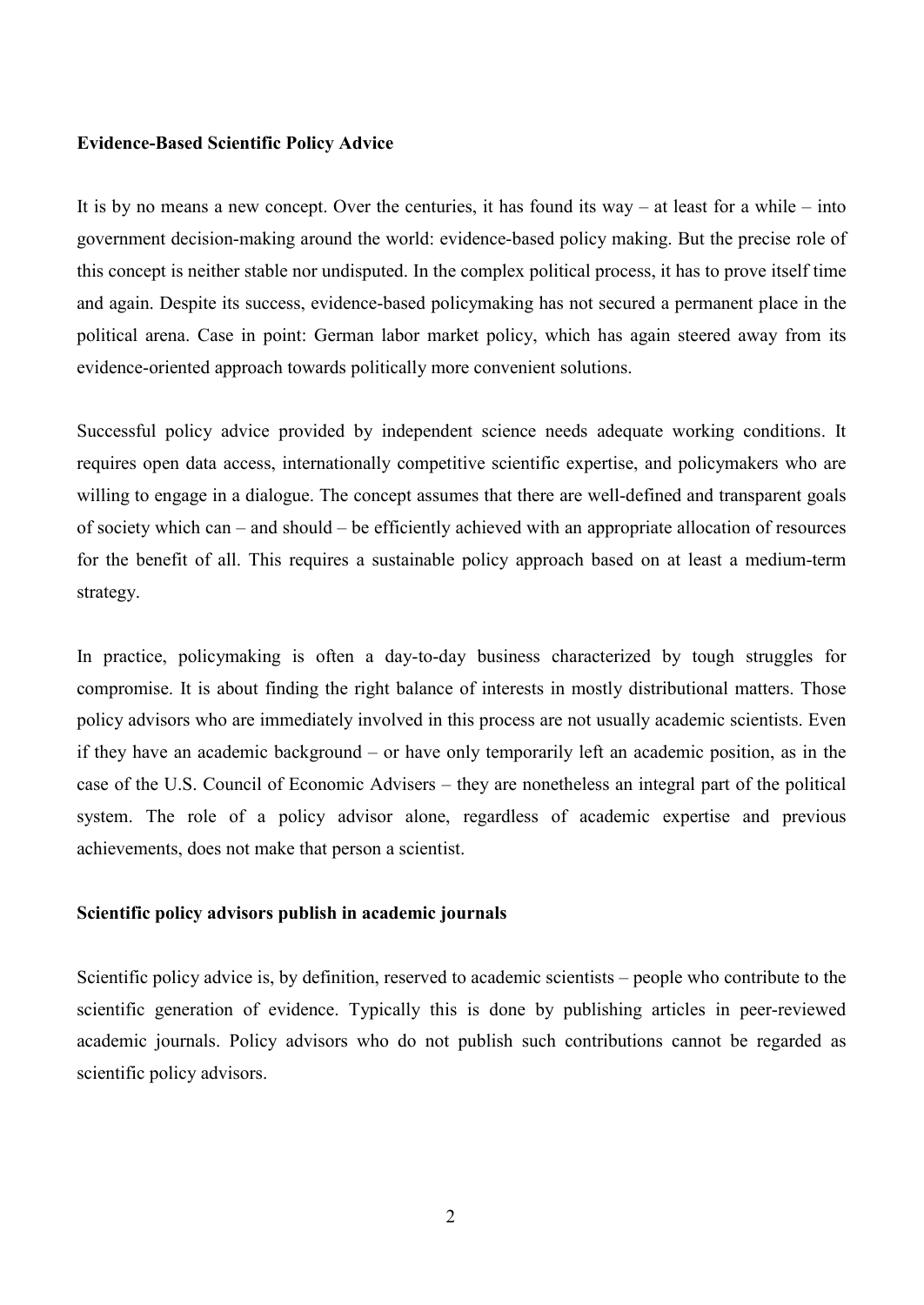## Evidence-Based Scientific Policy Advice

It is by no means a new concept. Over the centuries, it has found its way – at least for a while – into government decision-making around the world: evidence-based policy making. But the precise role of this concept is neither stable nor undisputed. In the complex political process, it has to prove itself time and again. Despite its success, evidence-based policymaking has not secured a permanent place in the political arena. Case in point: German labor market policy, which has again steered away from its evidence-oriented approach towards politically more convenient solutions.

Successful policy advice provided by independent science needs adequate working conditions. It requires open data access, internationally competitive scientific expertise, and policymakers who are willing to engage in a dialogue. The concept assumes that there are well-defined and transparent goals of society which can – and should – be efficiently achieved with an appropriate allocation of resources for the benefit of all. This requires a sustainable policy approach based on at least a medium-term strategy.

In practice, policymaking is often a day-to-day business characterized by tough struggles for compromise. It is about finding the right balance of interests in mostly distributional matters. Those policy advisors who are immediately involved in this process are not usually academic scientists. Even if they have an academic background – or have only temporarily left an academic position, as in the case of the U.S. Council of Economic Advisers – they are nonetheless an integral part of the political system. The role of a policy advisor alone, regardless of academic expertise and previous achievements, does not make that person a scientist.

## Scientific policy advisors publish in academic journals

Scientific policy advice is, by definition, reserved to academic scientists – people who contribute to the scientific generation of evidence. Typically this is done by publishing articles in peer-reviewed academic journals. Policy advisors who do not publish such contributions cannot be regarded as scientific policy advisors.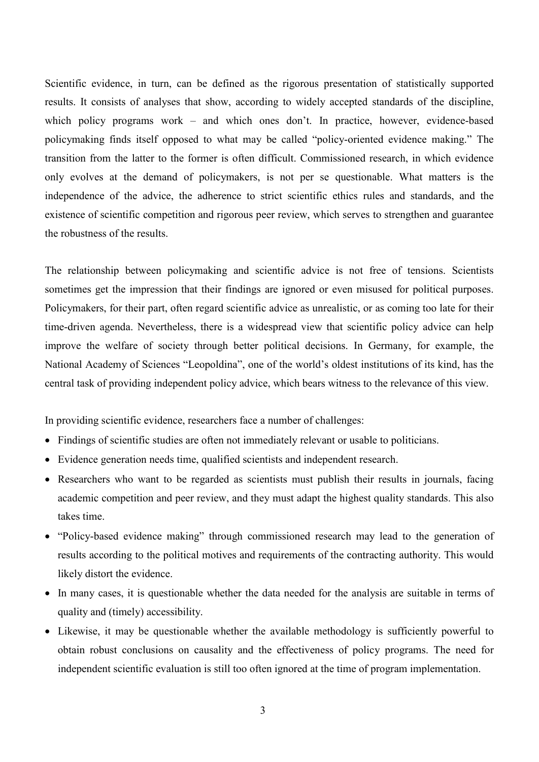Scientific evidence, in turn, can be defined as the rigorous presentation of statistically supported results. It consists of analyses that show, according to widely accepted standards of the discipline, which policy programs work – and which ones don't. In practice, however, evidence-based policymaking finds itself opposed to what may be called "policy-oriented evidence making." The transition from the latter to the former is often difficult. Commissioned research, in which evidence only evolves at the demand of policymakers, is not per se questionable. What matters is the independence of the advice, the adherence to strict scientific ethics rules and standards, and the existence of scientific competition and rigorous peer review, which serves to strengthen and guarantee the robustness of the results.

The relationship between policymaking and scientific advice is not free of tensions. Scientists sometimes get the impression that their findings are ignored or even misused for political purposes. Policymakers, for their part, often regard scientific advice as unrealistic, or as coming too late for their time-driven agenda. Nevertheless, there is a widespread view that scientific policy advice can help improve the welfare of society through better political decisions. In Germany, for example, the National Academy of Sciences "Leopoldina", one of the world's oldest institutions of its kind, has the central task of providing independent policy advice, which bears witness to the relevance of this view.

In providing scientific evidence, researchers face a number of challenges:

- Findings of scientific studies are often not immediately relevant or usable to politicians.
- Evidence generation needs time, qualified scientists and independent research.
- Researchers who want to be regarded as scientists must publish their results in journals, facing academic competition and peer review, and they must adapt the highest quality standards. This also takes time.
- "Policy-based evidence making" through commissioned research may lead to the generation of results according to the political motives and requirements of the contracting authority. This would likely distort the evidence.
- In many cases, it is questionable whether the data needed for the analysis are suitable in terms of quality and (timely) accessibility.
- Likewise, it may be questionable whether the available methodology is sufficiently powerful to obtain robust conclusions on causality and the effectiveness of policy programs. The need for independent scientific evaluation is still too often ignored at the time of program implementation.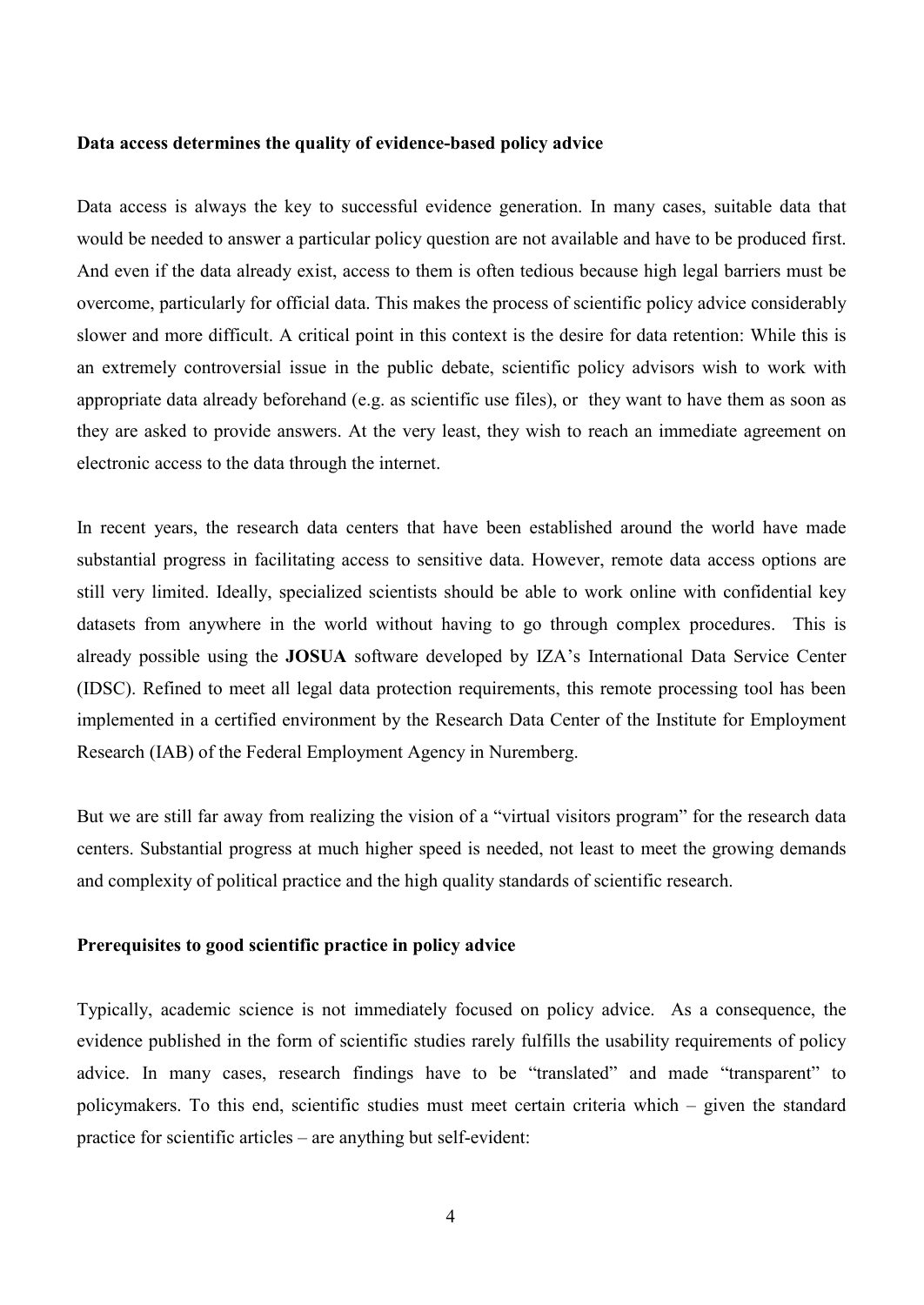**Data access determines the quality of evidence-based policy advice**

Data access is always the key to successful evidence generation. In many cases, suitable data that would be needed to answer a particular policy question are not available and have to be produced first. And even if the data already exist, access to them is often tedious because high legal barriers must be overcome, particularly for official data. This makes the process of scientific policy advice considerably slower and more difficult. A critical point in this context is the desire for data retention: While this is an extremely controversial issue in the public debate, scientific policy advisors wish to work with appropriate data already beforehand (e.g. as scientific use files), or they want to have them as soon as they are asked to provide answers. At the very least, they wish to reach an immediate agreement on electronic access to the data through the internet.

In recent years, the research data centers that have been established around the world have made substantial progress in facilitating access to sensitive data. However, remote data access options are still very limited. Ideally, specialized scientists should be able to work online with confidential key datasets from anywhere in the world without having to go through complex procedures. This is already possible using the **JOSUA** software developed by IZA's International Data Service Center (IDSC). Refined to meet all legal data protection requirements, this remote processing tool has been implemented in a certified environment by the Research Data Center of the Institute for Employment Research (IAB) of the Federal Employment Agency in Nuremberg.

But we are still far away from realizing the vision of a "virtual visitors program" for the research data centers. Substantial progress at much higher speed is needed, not least to meet the growing demands and complexity of political practice and the high quality standards of scientific research.

**Prerequisites to good scientific practice in policy advice**

Typically, academic science is not immediately focused on policy advice. As a consequence, the evidence published in the form of scientific studies rarely fulfills the usability requirements of policy advice. In many cases, research findings have to be "translated" and made "transparent" to policymakers. To this end, scientific studies must meet certain criteria which – given the standard practice for scientific articles – are anything but self-evident: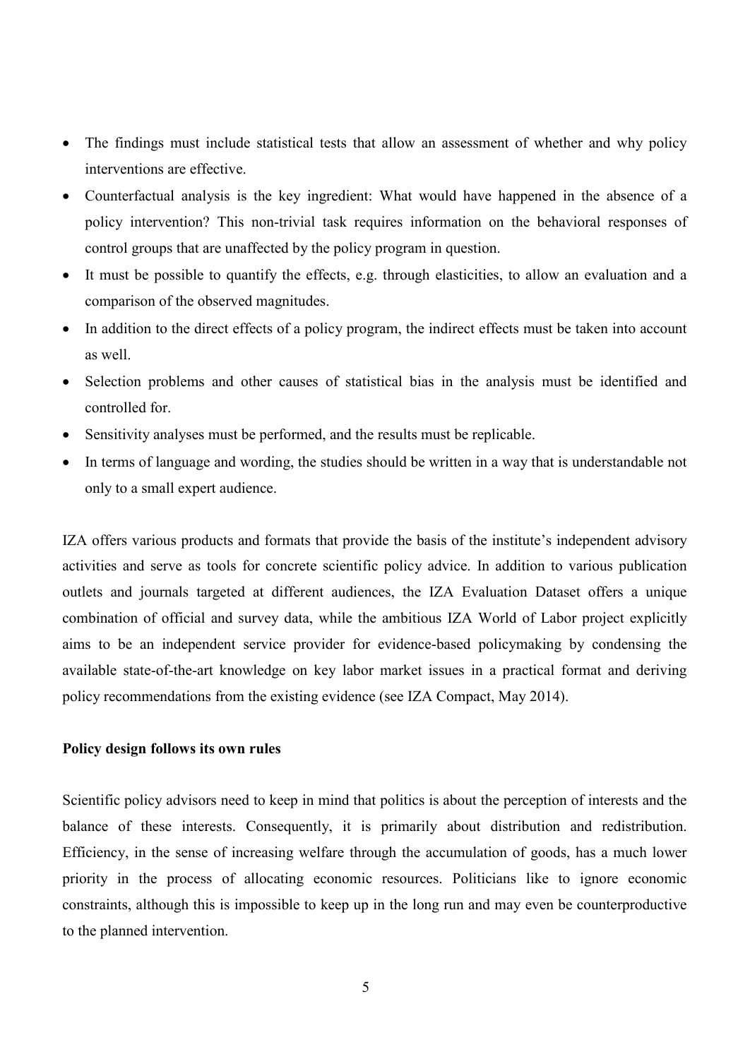- The findings must include statistical tests that allow an assessment of whether and why policy interventions are effective.
- Counterfactual analysis is the key ingredient: What would have happened in the absence of a policy intervention? This non-trivial task requires information on the behavioral responses of control groups that are unaffected by the policy program in question.
- It must be possible to quantify the effects, e.g. through elasticities, to allow an evaluation and a comparison of the observed magnitudes.
- In addition to the direct effects of a policy program, the indirect effects must be taken into account as well.
- Selection problems and other causes of statistical bias in the analysis must be identified and controlled for.
- Sensitivity analyses must be performed, and the results must be replicable.
- In terms of language and wording, the studies should be written in a way that is understandable not only to a small expert audience.

IZA offers various products and formats that provide the basis of the institute's independent advisory activities and serve as tools for concrete scientific policy advice. In addition to various publication outlets and journals targeted at different audiences, the IZA Evaluation Dataset offers a unique combination of official and survey data, while the ambitious IZA World of Labor project explicitly aims to be an independent service provider for evidence-based policymaking by condensing the available state-of-the-art knowledge on key labor market issues in a practical format and deriving policy recommendations from the existing evidence (see IZA Compact, May 2014).

**Policy design follows its own rules**

Scientific policy advisors need to keep in mind that politics is about the perception of interests and the balance of these interests. Consequently, it is primarily about distribution and redistribution. Efficiency, in the sense of increasing welfare through the accumulation of goods, has a much lower priority in the process of allocating economic resources. Politicians like to ignore economic constraints, although this is impossible to keep up in the long run and may even be counterproductive to the planned intervention.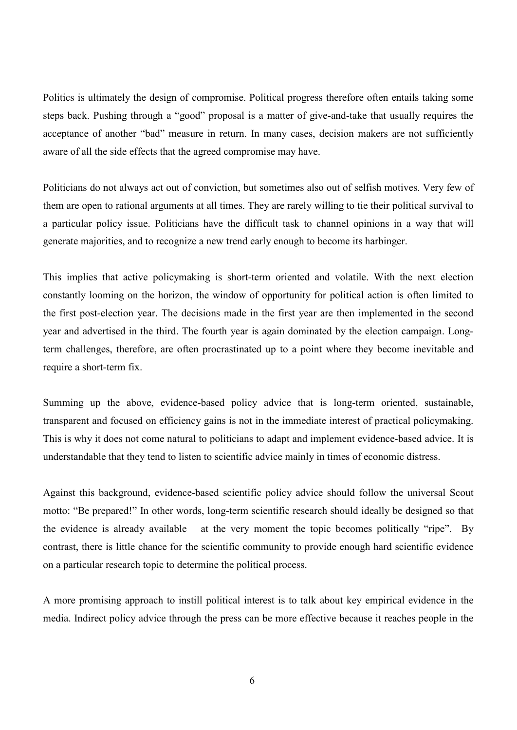Politics is ultimately the design of compromise. Political progress therefore often entails taking some steps back. Pushing through a "good" proposal is a matter of give-and-take that usually requires the acceptance of another "bad" measure in return. In many cases, decision makers are not sufficiently aware of all the side effects that the agreed compromise may have.

Politicians do not always act out of conviction, but sometimes also out of selfish motives. Very few of them are open to rational arguments at all times. They are rarely willing to tie their political survival to a particular policy issue. Politicians have the difficult task to channel opinions in a way that will generate majorities, and to recognize a new trend early enough to become its harbinger.

This implies that active policymaking is short-term oriented and volatile. With the next election constantly looming on the horizon, the window of opportunity for political action is often limited to the first post-election year. The decisions made in the first year are then implemented in the second year and advertised in the third. The fourth year is again dominated by the election campaign. Long-term challenges, therefore, are often procrastinated up to a point where they become inevitable and require a short-term fix.

Summing up the above, evidence-based policy advice that is long-term oriented, sustainable, transparent and focused on efficiency gains is not in the immediate interest of practical policymaking. This is why it does not come natural to politicians to adapt and implement evidence-based advice. It is understandable that they tend to listen to scientific advice mainly in times of economic distress.

Against this background, evidence-based scientific policy advice should follow the universal Scout motto: "Be prepared!" In other words, long-term scientific research should ideally be designed so that the evidence is already available at the very moment the topic becomes politically "ripe". By contrast, there is little chance for the scientific community to provide enough hard scientific evidence on a particular research topic to determine the political process.

A more promising approach to instill political interest is to talk about key empirical evidence in the media. Indirect policy advice through the press can be more effective because it reaches people in the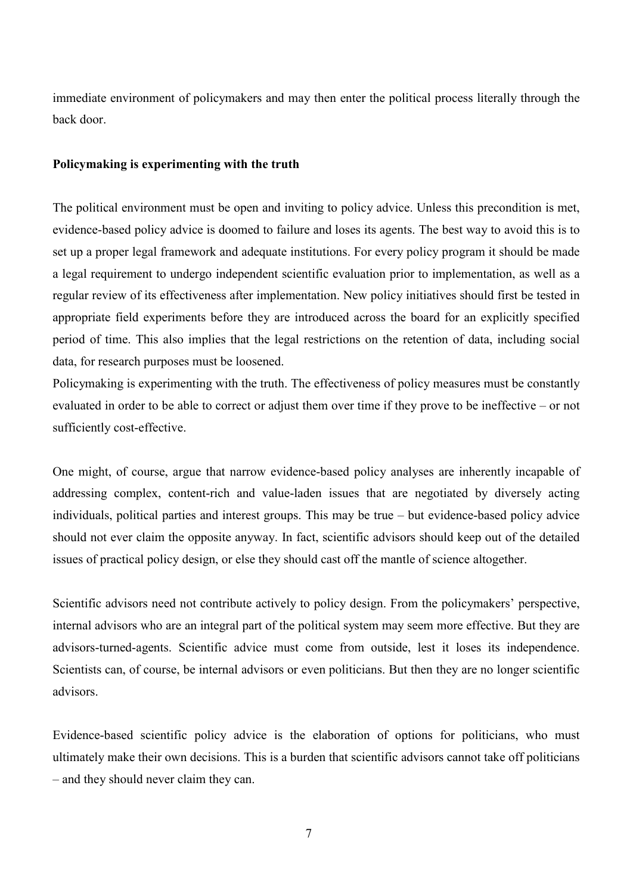immediate environment of policymakers and may then enter the political process literally through the back door.

**Policymaking is experimenting with the truth**

The political environment must be open and inviting to policy advice. Unless this precondition is met, evidence-based policy advice is doomed to failure and loses its agents. The best way to avoid this is to set up a proper legal framework and adequate institutions. For every policy program it should be made a legal requirement to undergo independent scientific evaluation prior to implementation, as well as a regular review of its effectiveness after implementation. New policy initiatives should first be tested in appropriate field experiments before they are introduced across the board for an explicitly specified period of time. This also implies that the legal restrictions on the retention of data, including social data, for research purposes must be loosened.
Policymaking is experimenting with the truth. The effectiveness of policy measures must be constantly evaluated in order to be able to correct or adjust them over time if they prove to be ineffective – or not sufficiently cost-effective.

One might, of course, argue that narrow evidence-based policy analyses are inherently incapable of addressing complex, content-rich and value-laden issues that are negotiated by diversely acting individuals, political parties and interest groups. This may be true – but evidence-based policy advice should not ever claim the opposite anyway. In fact, scientific advisors should keep out of the detailed issues of practical policy design, or else they should cast off the mantle of science altogether.

Scientific advisors need not contribute actively to policy design. From the policymakers' perspective, internal advisors who are an integral part of the political system may seem more effective. But they are advisors-turned-agents. Scientific advice must come from outside, lest it loses its independence. Scientists can, of course, be internal advisors or even politicians. But then they are no longer scientific advisors.

Evidence-based scientific policy advice is the elaboration of options for politicians, who must ultimately make their own decisions. This is a burden that scientific advisors cannot take off politicians – and they should never claim they can.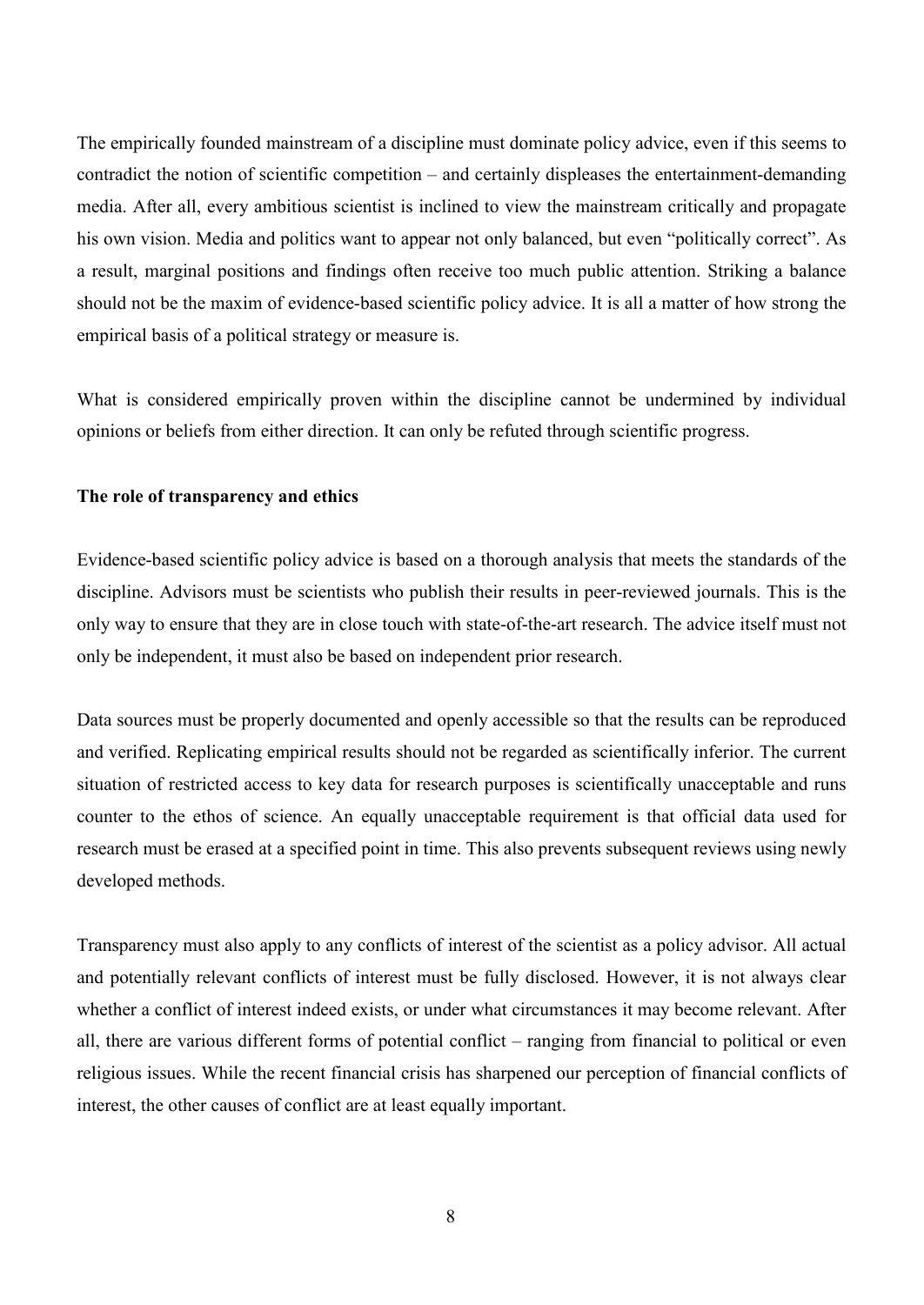The empirically founded mainstream of a discipline must dominate policy advice, even if this seems to contradict the notion of scientific competition – and certainly displeases the entertainment-demanding media. After all, every ambitious scientist is inclined to view the mainstream critically and propagate his own vision. Media and politics want to appear not only balanced, but even "politically correct". As a result, marginal positions and findings often receive too much public attention. Striking a balance should not be the maxim of evidence-based scientific policy advice. It is all a matter of how strong the empirical basis of a political strategy or measure is.

What is considered empirically proven within the discipline cannot be undermined by individual opinions or beliefs from either direction. It can only be refuted through scientific progress.

**The role of transparency and ethics**

Evidence-based scientific policy advice is based on a thorough analysis that meets the standards of the discipline. Advisors must be scientists who publish their results in peer-reviewed journals. This is the only way to ensure that they are in close touch with state-of-the-art research. The advice itself must not only be independent, it must also be based on independent prior research.

Data sources must be properly documented and openly accessible so that the results can be reproduced and verified. Replicating empirical results should not be regarded as scientifically inferior. The current situation of restricted access to key data for research purposes is scientifically unacceptable and runs counter to the ethos of science. An equally unacceptable requirement is that official data used for research must be erased at a specified point in time. This also prevents subsequent reviews using newly developed methods.

Transparency must also apply to any conflicts of interest of the scientist as a policy advisor. All actual and potentially relevant conflicts of interest must be fully disclosed. However, it is not always clear whether a conflict of interest indeed exists, or under what circumstances it may become relevant. After all, there are various different forms of potential conflict – ranging from financial to political or even religious issues. While the recent financial crisis has sharpened our perception of financial conflicts of interest, the other causes of conflict are at least equally important.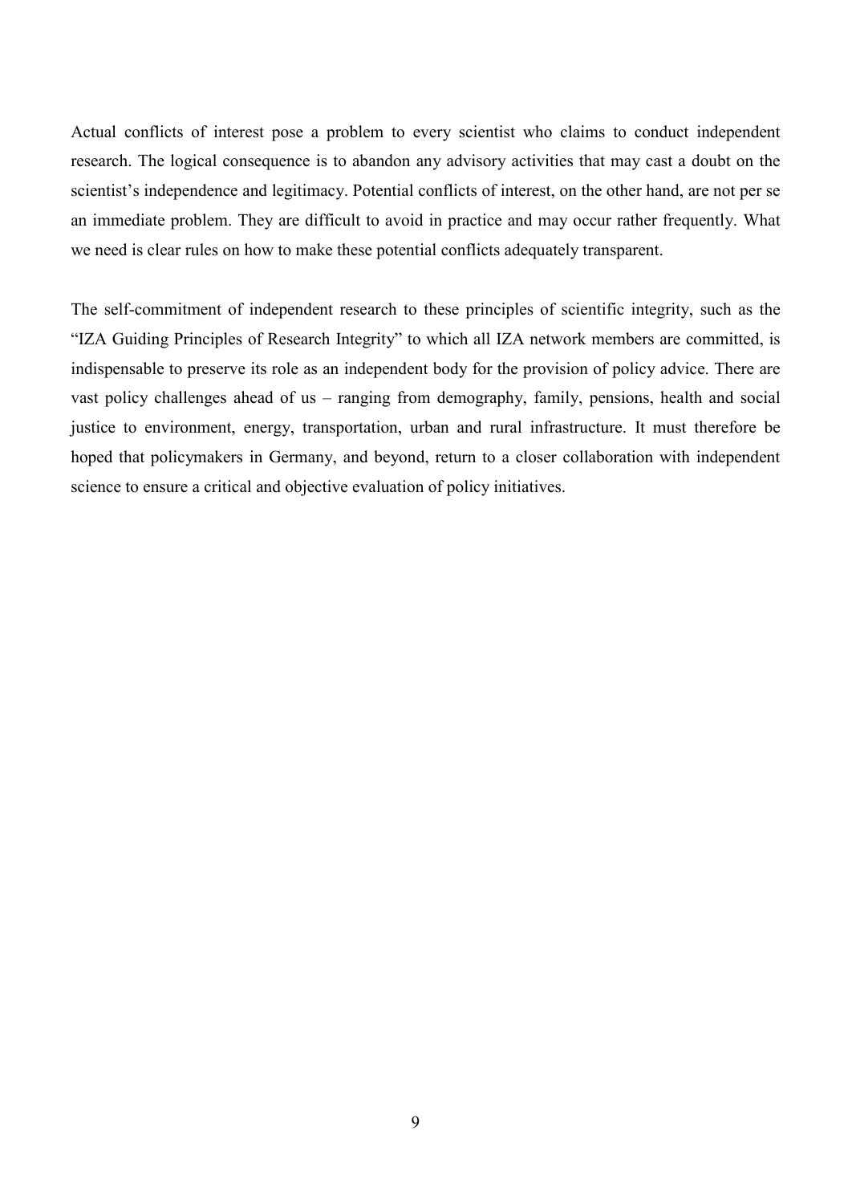Actual conflicts of interest pose a problem to every scientist who claims to conduct independent research. The logical consequence is to abandon any advisory activities that may cast a doubt on the scientist's independence and legitimacy. Potential conflicts of interest, on the other hand, are not per se an immediate problem. They are difficult to avoid in practice and may occur rather frequently. What we need is clear rules on how to make these potential conflicts adequately transparent.

The self-commitment of independent research to these principles of scientific integrity, such as the "IZA Guiding Principles of Research Integrity" to which all IZA network members are committed, is indispensable to preserve its role as an independent body for the provision of policy advice. There are vast policy challenges ahead of us – ranging from demography, family, pensions, health and social justice to environment, energy, transportation, urban and rural infrastructure. It must therefore be hoped that policymakers in Germany, and beyond, return to a closer collaboration with independent science to ensure a critical and objective evaluation of policy initiatives.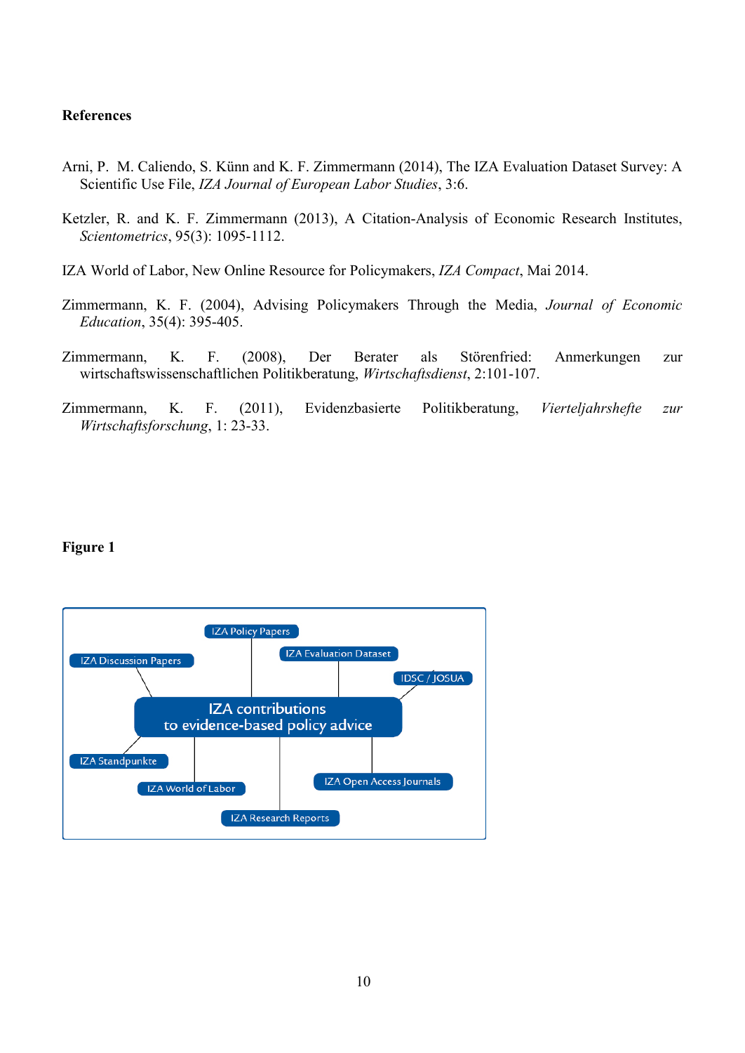**References**

Arni, P. M. Caliendo, S. Künn and K. F. Zimmermann (2014), The IZA Evaluation Dataset Survey: A Scientific Use File, *IZA Journal of European Labor Studies*, 3:6.

Ketzler, R. and K. F. Zimmermann (2013), A Citation-Analysis of Economic Research Institutes, *Scientometrics*, 95(3): 1095-1112.

IZA World of Labor, New Online Resource for Policymakers, *IZA Compact*, Mai 2014.

Zimmermann, K. F. (2004), Advising Policymakers Through the Media, *Journal of Economic Education*, 35(4): 395-405.

Zimmermann, K. F. (2008), Der Berater als Störenfried: Anmerkungen zur wirtschaftswissenschaftlichen Politikberatung, *Wirtschaftsdienst*, 2:101-107.

Zimmermann, K. F. (2011), Evidenzbasierte Politikberatung, *Vierteljahrshefte zur Wirtschaftsforschung*, 1: 23-33.

**Figure 1**

IZA Policy Papers
IZA Discussion Papers
IZA Evaluation Dataset
IDSC / JOSUA
IZA contributions to evidence-based policy advice
IZA Standpunkte
IZA World of Labor
IZA Open Access Journals
IZA Research Reports